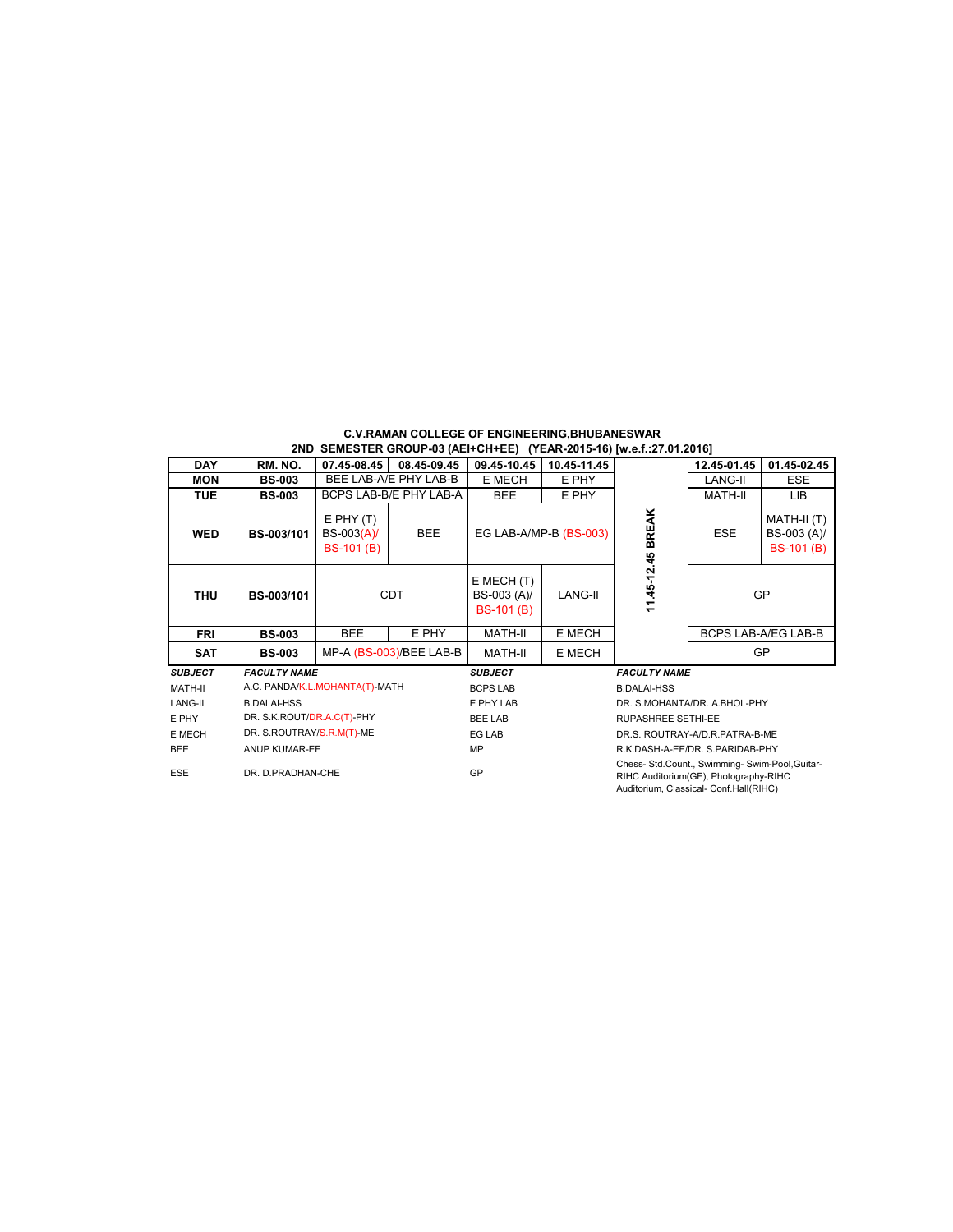## C.V.RAMAN COLLEGE OF ENGINEERING,BHUBANESWAR

### 2ND SEMESTER GROUP-03 (AEI+CH+EE) (YEAR-2015-16) [w.e.f.:27.01.2016]

| DAY | RM. NO. | 07.45-08.45 | 08.45-09.45 | 09.45-10.45 | 10.45-11.45 | | 12.45-01.45 | 01.45-02.45 |
|---|---|---|---|---|---|---|---|---|
| MON | BS-003 | BEE LAB-A/E PHY LAB-B | | E MECH | E PHY | 11.45-12.45 BREAK | LANG-II | ESE |
| TUE | BS-003 | BCPS LAB-B/E PHY LAB-A | | BEE | E PHY | | MATH-II | LIB |
| WED | BS-003/101 | E PHY (T) BS-003(A)/ BS-101 (B) | BEE | EG LAB-A/MP-B (BS-003) | | | ESE | MATH-II (T) BS-003 (A)/ BS-101 (B) |
| THU | BS-003/101 | CDT | | E MECH (T) BS-003 (A)/ BS-101 (B) | LANG-II | | GP | |
| FRI | BS-003 | BEE | E PHY | MATH-II | E MECH | | BCPS LAB-A/EG LAB-B | |
| SAT | BS-003 | MP-A (BS-003)/BEE LAB-B | | MATH-II | E MECH | | GP | |

| SUBJECT | FACULTY NAME | SUBJECT | FACULTY NAME |
|---|---|---|---|
| MATH-II | A.C. PANDA/K.L.MOHANTA(T)-MATH | BCPS LAB | B.DALAI-HSS |
| LANG-II | B.DALAI-HSS | E PHY LAB | DR. S.MOHANTA/DR. A.BHOL-PHY |
| E PHY | DR. S.K.ROUT/DR.A.C(T)-PHY | BEE LAB | RUPASHREE SETHI-EE |
| E MECH | DR. S.ROUTRAY/S.R.M(T)-ME | EG LAB | DR.S. ROUTRAY-A/DR.R.PATRA-B-ME |
| BEE | ANUP KUMAR-EE | MP | R.K.DASH-A-EE/DR. S.PARIDAB-PHY |
| ESE | DR. D.PRADHAN-CHE | GP | Chess- Std.Count., Swimming- Swim-Pool,Guitar-RIHC Auditorium(GF), Photography-RIHC Auditorium, Classical- Conf.Hall(RIHC) |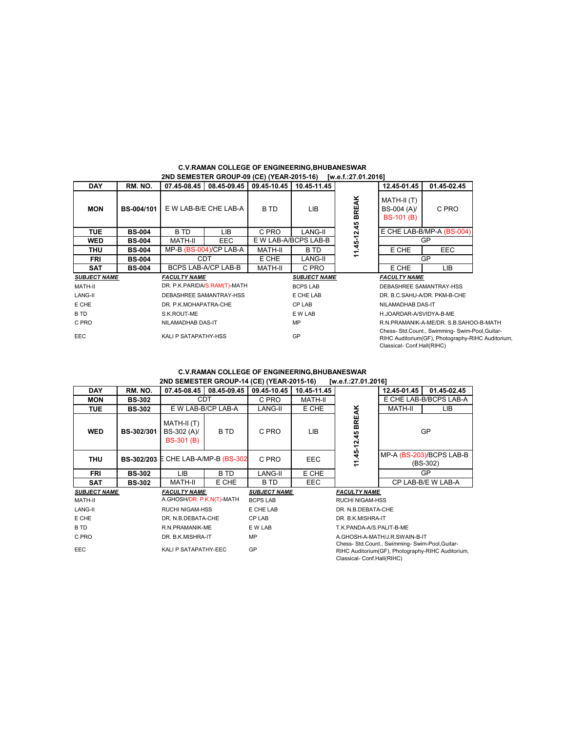### C.V.RAMAN COLLEGE OF ENGINEERING,BHUBANESWAR
#### 2ND SEMESTER GROUP-09 (CE) (YEAR-2015-16) [w.e.f.:27.01.2016]

| DAY | RM. NO. | 07.45-08.45 | 08.45-09.45 | 09.45-10.45 | 10.45-11.45 | | 12.45-01.45 | 01.45-02.45 |
|---|---|---|---|---|---|---|---|---|
| MON | BS-004/101 | E W LAB-B/E CHE LAB-A | | B TD | LIB | 11.45-12.45 BREAK | MATH-II (T) BS-004 (A)/ BS-101 (B) | C PRO |
| TUE | BS-004 | B TD | LIB | C PRO | LANG-II | | E CHE LAB-B/MP-A (BS-004) | |
| WED | BS-004 | MATH-II | EEC | E W LAB-A/BCPS LAB-B | | | GP | |
| THU | BS-004 | MP-B (BS-004)/CP LAB-A | | MATH-II | B TD | | E CHE | EEC |
| FRI | BS-004 | CDT | | E CHE | LANG-II | | GP | |
| SAT | BS-004 | BCPS LAB-A/CP LAB-B | | MATH-II | C PRO | | E CHE | LIB |

| SUBJECT NAME | FACULTY NAME | SUBJECT NAME | FACULTY NAME |
|---|---|---|---|
| MATH-II | DR. P.K.PARIDA/S.RAM(T)-MATH | BCPS LAB | DEBASHREE SAMANTRAY-HSS |
| LANG-II | DEBASHREE SAMANTRAY-HSS | E CHE LAB | DR. B.C.SAHU-A/DR. PKM-B-CHE |
| E CHE | DR. P.K.MOHAPATRA-CHE | CP LAB | NILAMADHAB DAS-IT |
| B TD | S.K.ROUT-ME | E W LAB | H.JOARDAR-A/SVIDYA-B-ME |
| C PRO | NILAMADHAB DAS-IT | MP | R.N.PRAMANIK-A-ME/DR. S.B.SAHOO-B-MATH |
| EEC | KALI P SATAPATHY-HSS | GP | Chess- Std.Count., Swimming- Swim-Pool,Guitar-RIHC Auditorium(GF), Photography-RIHC Auditorium, Classical- Conf.Hall(RIHC) |

### C.V.RAMAN COLLEGE OF ENGINEERING,BHUBANESWAR
#### 2ND SEMESTER GROUP-14 (CE) (YEAR-2015-16) [w.e.f.:27.01.2016]

| DAY | RM. NO. | 07.45-08.45 | 08.45-09.45 | 09.45-10.45 | 10.45-11.45 | | 12.45-01.45 | 01.45-02.45 |
|---|---|---|---|---|---|---|---|---|
| MON | BS-302 | CDT | | C PRO | MATH-II | 11.45-12.45 BREAK | E CHE LAB-B/BCPS LAB-A | |
| TUE | BS-302 | E W LAB-B/CP LAB-A | | LANG-II | E CHE | | MATH-II | LIB |
| WED | BS-302/301 | MATH-II (T) BS-302 (A)/ BS-301 (B) | B TD | C PRO | LIB | | GP | |
| THU | BS-302/203 | E CHE LAB-A/MP-B (BS-302) | | C PRO | EEC | | MP-A (BS-203)/BCPS LAB-B (BS-302) | |
| FRI | BS-302 | LIB | B TD | LANG-II | E CHE | | GP | |
| SAT | BS-302 | MATH-II | E CHE | B TD | EEC | | CP LAB-B/E W LAB-A | |

| SUBJECT NAME | FACULTY NAME | SUBJECT NAME | FACULTY NAME |
|---|---|---|---|
| MATH-II | A.GHOSH/DR. P.K.N(T)-MATH | BCPS LAB | RUCHI NIGAM-HSS |
| LANG-II | RUCHI NIGAM-HSS | E CHE LAB | DR. N.B.DEBATA-CHE |
| E CHE | DR. N.B.DEBATA-CHE | CP LAB | DR. B.K.MISHRA-IT |
| B TD | R.N.PRAMANIK-ME | E W LAB | T.K.PANDA-A/S.PALIT-B-ME |
| C PRO | DR. B.K.MISHRA-IT | MP | A.GHOSH-A-MATH/J.R.SWAIN-B-IT |
| EEC | KALI P SATAPATHY-EEC | GP | Chess- Std.Count., Swimming- Swim-Pool,Guitar-RIHC Auditorium(GF), Photography-RIHC Auditorium, Classical- Conf.Hall(RIHC) |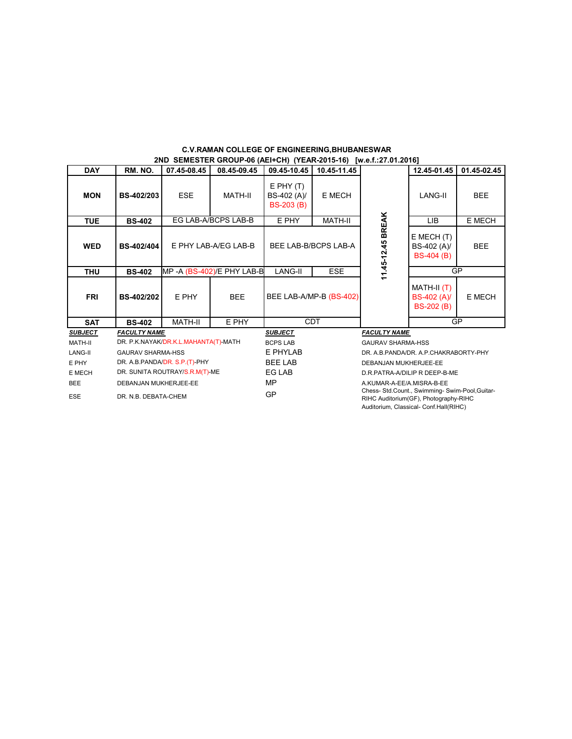## C.V.RAMAN COLLEGE OF ENGINEERING,BHUBANESWAR

### 2ND SEMESTER GROUP-06 (AEI+CH) (YEAR-2015-16) [w.e.f.:27.01.2016]

| DAY | RM. NO. | 07.45-08.45 | 08.45-09.45 | 09.45-10.45 | 10.45-11.45 | | 12.45-01.45 | 01.45-02.45 |
|---|---|---|---|---|---|---|---|---|
| MON | BS-402/203 | ESE | MATH-II | E PHY (T) BS-402 (A)/ BS-203 (B) | E MECH | 11.45-12.45 BREAK | LANG-II | BEE |
| TUE | BS-402 | EG LAB-A/BCPS LAB-B | | E PHY | MATH-II | | LIB | E MECH |
| WED | BS-402/404 | E PHY LAB-A/EG LAB-B | | BEE LAB-B/BCPS LAB-A | | | E MECH (T) BS-402 (A)/ BS-404 (B) | BEE |
| THU | BS-402 | MP -A (BS-402)/E PHY LAB-B | | LANG-II | ESE | | GP | |
| FRI | BS-402/202 | E PHY | BEE | BEE LAB-A/MP-B (BS-402) | | | MATH-II (T) BS-402 (A)/ BS-202 (B) | E MECH |
| SAT | BS-402 | MATH-II | E PHY | CDT | | | GP | |

| ***SUBJECT*** | ***FACULTY NAME*** | ***SUBJECT*** | ***FACULTY NAME*** |
|---|---|---|---|
| MATH-II | DR. P.K.NAYAK/DR.K.L.MAHANTA(T)-MATH | BCPS LAB | GAURAV SHARMA-HSS |
| LANG-II | GAURAV SHARMA-HSS | E PHYLAB | DR. A.B.PANDA/DR. A.P.CHAKRABORTY-PHY |
| E PHY | DR. A.B.PANDA/DR. S.P.(T)-PHY | BEE LAB | DEBANJAN MUKHERJEE-EE |
| E MECH | DR. SUNITA ROUTRAY/S.R.M(T)-ME | EG LAB | D.R.PATRA-A/DILIP R DEEP-B-ME |
| BEE | DEBANJAN MUKHERJEE-EE | MP | A.KUMAR-A-EE/A.MISRA-B-EE |
| ESE | DR. N.B. DEBATA-CHEM | GP | Chess- Std.Count., Swimming- Swim-Pool,Guitar-RIHC Auditorium(GF), Photography-RIHC Auditorium, Classical- Conf.Hall(RIHC) |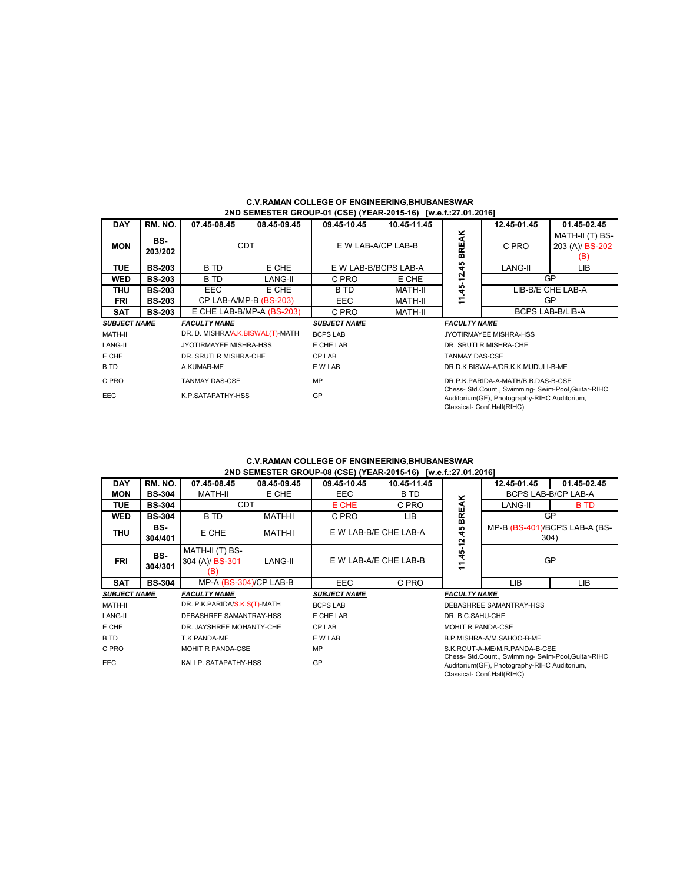## C.V.RAMAN COLLEGE OF ENGINEERING,BHUBANESWAR

### 2ND SEMESTER GROUP-01 (CSE) (YEAR-2015-16) [w.e.f.:27.01.2016]

| DAY | RM. NO. | 07.45-08.45 | 08.45-09.45 | 09.45-10.45 | 10.45-11.45 | | 12.45-01.45 | 01.45-02.45 |
|---|---|---|---|---|---|---|---|---|
| MON | BS-203/202 | CDT | | E W LAB-A/CP LAB-B | | 11.45-12.45 BREAK | C PRO | MATH-II (T) BS-203 (A)/ BS-202 (B) |
| TUE | BS-203 | B TD | E CHE | E W LAB-B/BCPS LAB-A | | | LANG-II | LIB |
| WED | BS-203 | B TD | LANG-II | C PRO | E CHE | | GP | |
| THU | BS-203 | EEC | E CHE | B TD | MATH-II | | LIB-B/E CHE LAB-A | |
| FRI | BS-203 | CP LAB-A/MP-B (BS-203) | | EEC | MATH-II | | GP | |
| SAT | BS-203 | E CHE LAB-B/MP-A (BS-203) | | C PRO | MATH-II | | BCPS LAB-B/LIB-A | |

| SUBJECT NAME | FACULTY NAME | SUBJECT NAME | FACULTY NAME |
|---|---|---|---|
| MATH-II | DR. D. MISHRA/A.K.BISWAL(T)-MATH | BCPS LAB | JYOTIRMAYEE MISHRA-HSS |
| LANG-II | JYOTIRMAYEE MISHRA-HSS | E CHE LAB | DR. SRUTI R MISHRA-CHE |
| E CHE | DR. SRUTI R MISHRA-CHE | CP LAB | TANMAY DAS-CSE |
| B TD | A.KUMAR-ME | E W LAB | DR.D.K.BISWA-A/DR.K.K.MUDULI-B-ME |
| C PRO | TANMAY DAS-CSE | MP | DR.P.K.PARIDA-A-MATH/B.B.DAS-B-CSE |
| EEC | K.P.SATAPATHY-HSS | GP | Chess- Std.Count., Swimming- Swim-Pool,Guitar-RIHC Auditorium(GF), Photography-RIHC Auditorium, Classical- Conf.Hall(RIHC) |

## C.V.RAMAN COLLEGE OF ENGINEERING,BHUBANESWAR

### 2ND SEMESTER GROUP-08 (CSE) (YEAR-2015-16) [w.e.f.:27.01.2016]

| DAY | RM. NO. | 07.45-08.45 | 08.45-09.45 | 09.45-10.45 | 10.45-11.45 | | 12.45-01.45 | 01.45-02.45 |
|---|---|---|---|---|---|---|---|---|
| MON | BS-304 | MATH-II | E CHE | EEC | B TD | 11.45-12.45 BREAK | BCPS LAB-B/CP LAB-A | |
| TUE | BS-304 | CDT | | E CHE | C PRO | | LANG-II | B TD |
| WED | BS-304 | B TD | MATH-II | C PRO | LIB | | GP | |
| THU | BS-304/401 | E CHE | MATH-II | E W LAB-B/E CHE LAB-A | | | MP-B (BS-401)/BCPS LAB-A (BS-304) | |
| FRI | BS-304/301 | MATH-II (T) BS-304 (A)/ BS-301 (B) | LANG-II | E W LAB-A/E CHE LAB-B | | | GP | |
| SAT | BS-304 | MP-A (BS-304)/CP LAB-B | | EEC | C PRO | | LIB | LIB |

| SUBJECT NAME | FACULTY NAME | SUBJECT NAME | FACULTY NAME |
|---|---|---|---|
| MATH-II | DR. P.K.PARIDA/S.K.S(T)-MATH | BCPS LAB | DEBASHREE SAMANTRAY-HSS |
| LANG-II | DEBASHREE SAMANTRAY-HSS | E CHE LAB | DR. B.C.SAHU-CHE |
| E CHE | DR. JAYSHREE MOHANTY-CHE | CP LAB | MOHIT R PANDA-CSE |
| B TD | T.K.PANDA-ME | E W LAB | B.P.MISHRA-A/M.SAHOO-B-ME |
| C PRO | MOHIT R PANDA-CSE | MP | S.K.ROUT-A-ME/M.R.PANDA-B-CSE |
| EEC | KALI P. SATAPATHY-HSS | GP | Chess- Std.Count., Swimming- Swim-Pool,Guitar-RIHC Auditorium(GF), Photography-RIHC Auditorium, Classical- Conf.Hall(RIHC) |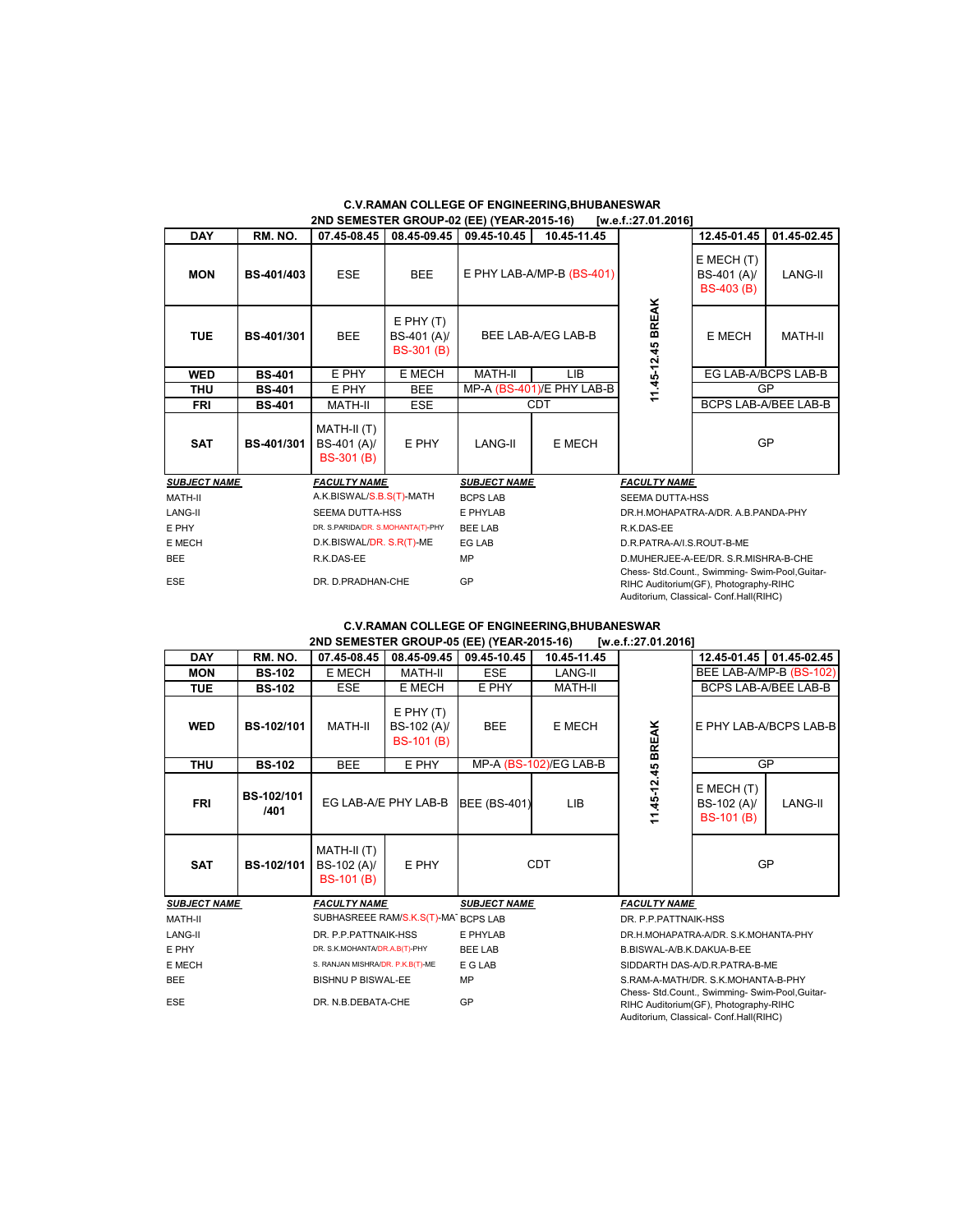## C.V.RAMAN COLLEGE OF ENGINEERING,BHUBANESWAR

### 2ND SEMESTER GROUP-02 (EE) (YEAR-2015-16) [w.e.f.:27.01.2016]

| DAY | RM. NO. | 07.45-08.45 | 08.45-09.45 | 09.45-10.45 | 10.45-11.45 | | 12.45-01.45 | 01.45-02.45 |
|---|---|---|---|---|---|---|---|---|
| MON | BS-401/403 | ESE | BEE | E PHY LAB-A/MP-B (BS-401) | | 11.45-12.45 BREAK | E MECH (T) BS-401 (A)/ BS-403 (B) | LANG-II |
| TUE | BS-401/301 | BEE | E PHY (T) BS-401 (A)/ BS-301 (B) | BEE LAB-A/EG LAB-B | | | E MECH | MATH-II |
| WED | BS-401 | E PHY | E MECH | MATH-II | LIB | | EG LAB-A/BCPS LAB-B | |
| THU | BS-401 | E PHY | BEE | MP-A (BS-401)/E PHY LAB-B | | | GP | |
| FRI | BS-401 | MATH-II | ESE | CDT | | | BCPS LAB-A/BEE LAB-B | |
| SAT | BS-401/301 | MATH-II (T) BS-401 (A)/ BS-301 (B) | E PHY | LANG-II | E MECH | | GP | |

| SUBJECT NAME | FACULTY NAME | SUBJECT NAME | FACULTY NAME |
|---|---|---|---|
| MATH-II | A.K.BISWAL/S.B.S(T)-MATH | BCPS LAB | SEEMA DUTTA-HSS |
| LANG-II | SEEMA DUTTA-HSS | E PHYLAB | DR.H.MOHAPATRA-A/DR. A.B.PANDA-PHY |
| E PHY | DR. S.PARIDA/DR. S.MOHANTA(T)-PHY | BEE LAB | R.K.DAS-EE |
| E MECH | D.K.BISWAL/DR. S.R(T)-ME | EG LAB | D.R.PATRA-A/I.S.ROUT-B-ME |
| BEE | R.K.DAS-EE | MP | D.MUHERJEE-A-EE/DR. S.R.MISHRA-B-CHE |
| ESE | DR. D.PRADHAN-CHE | GP | Chess- Std.Count., Swimming- Swim-Pool,Guitar-RIHC Auditorium(GF), Photography-RIHC Auditorium, Classical- Conf.Hall(RIHC) |

## C.V.RAMAN COLLEGE OF ENGINEERING,BHUBANESWAR

### 2ND SEMESTER GROUP-05 (EE) (YEAR-2015-16) [w.e.f.:27.01.2016]

| DAY | RM. NO. | 07.45-08.45 | 08.45-09.45 | 09.45-10.45 | 10.45-11.45 | | 12.45-01.45 | 01.45-02.45 |
|---|---|---|---|---|---|---|---|---|
| MON | BS-102 | E MECH | MATH-II | ESE | LANG-II | 11.45-12.45 BREAK | BEE LAB-A/MP-B (BS-102) | |
| TUE | BS-102 | ESE | E MECH | E PHY | MATH-II | | BCPS LAB-A/BEE LAB-B | |
| WED | BS-102/101 | MATH-II | E PHY (T) BS-102 (A)/ BS-101 (B) | BEE | E MECH | | E PHY LAB-A/BCPS LAB-B | |
| THU | BS-102 | BEE | E PHY | MP-A (BS-102)/EG LAB-B | | | GP | |
| FRI | BS-102/101 /401 | EG LAB-A/E PHY LAB-B | | BEE (BS-401) | LIB | | E MECH (T) BS-102 (A)/ BS-101 (B) | LANG-II |
| SAT | BS-102/101 | MATH-II (T) BS-102 (A)/ BS-101 (B) | E PHY | CDT | | | GP | |

| SUBJECT NAME | FACULTY NAME | SUBJECT NAME | FACULTY NAME |
|---|---|---|---|
| MATH-II | SUBHASREEE RAM/S.K.S(T)-MAT | BCPS LAB | DR. P.P.PATTNAIK-HSS |
| LANG-II | DR. P.P.PATTNAIK-HSS | E PHYLAB | DR.H.MOHAPATRA-A/DR. S.K.MOHANTA-PHY |
| E PHY | DR. S.K.MOHANTA/DR.A.B(T)-PHY | BEE LAB | B.BISWAL-A/B.K.DAKUA-B-EE |
| E MECH | S. RANJAN MISHRA/DR. P.K.B(T)-ME | E G LAB | SIDDARTH DAS-A/D.R.PATRA-B-ME |
| BEE | BISHNU P BISWAL-EE | MP | S.RAM-A-MATH/DR. S.K.MOHANTA-B-PHY |
| ESE | DR. N.B.DEBATA-CHE | GP | Chess- Std.Count., Swimming- Swim-Pool,Guitar-RIHC Auditorium(GF), Photography-RIHC Auditorium, Classical- Conf.Hall(RIHC) |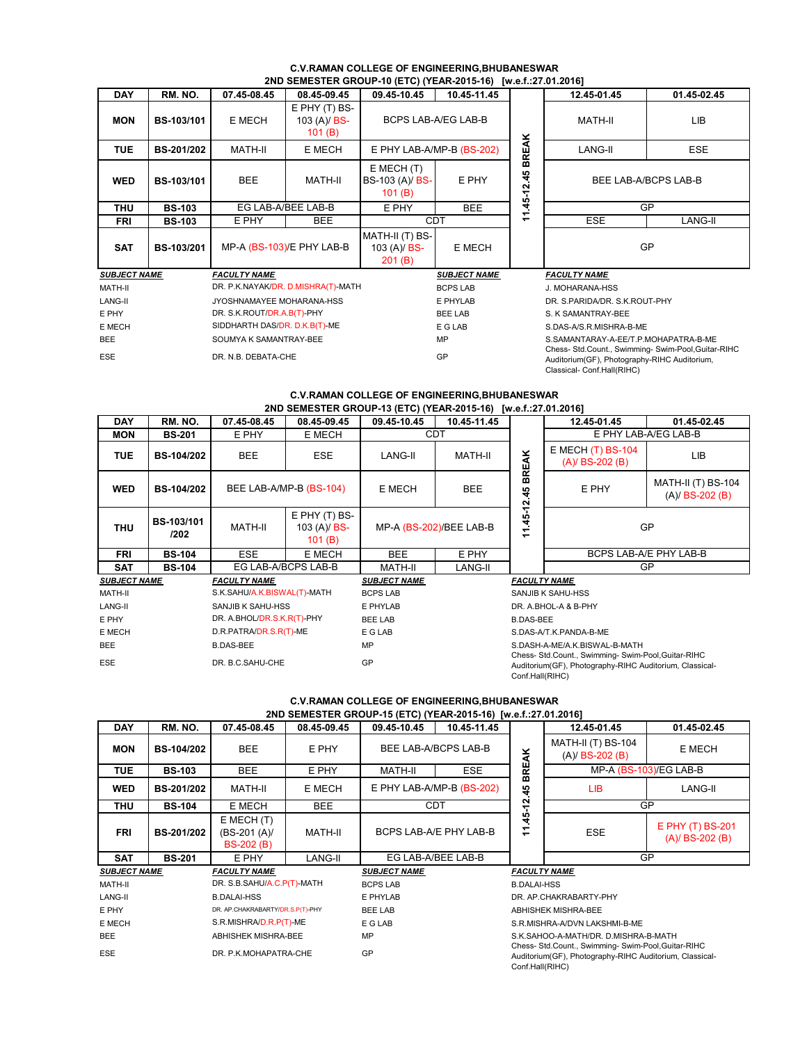**C.V.RAMAN COLLEGE OF ENGINEERING,BHUBANESWAR**
**2ND SEMESTER GROUP-10 (ETC) (YEAR-2015-16) [w.e.f.:27.01.2016]**

| DAY | RM. NO. | 07.45-08.45 | 08.45-09.45 | 09.45-10.45 | 10.45-11.45 | | 12.45-01.45 | 01.45-02.45 |
|---|---|---|---|---|---|---|---|---|
| MON | BS-103/101 | E MECH | E PHY (T) BS-103 (A)/ BS-101 (B) | BCPS LAB-A/EG LAB-B | | 11.45-12.45 BREAK | MATH-II | LIB |
| TUE | BS-201/202 | MATH-II | E MECH | E PHY LAB-A/MP-B (BS-202) | | | LANG-II | ESE |
| WED | BS-103/101 | BEE | MATH-II | E MECH (T) BS-103 (A)/ BS-101 (B) | E PHY | | BEE LAB-A/BCPS LAB-B | |
| THU | BS-103 | EG LAB-A/BEE LAB-B | | E PHY | BEE | | GP | |
| FRI | BS-103 | E PHY | BEE | CDT | | | ESE | LANG-II |
| SAT | BS-103/201 | MP-A (BS-103)/E PHY LAB-B | | MATH-II (T) BS-103 (A)/ BS-201 (B) | E MECH | | GP | |

| SUBJECT NAME | FACULTY NAME | SUBJECT NAME | FACULTY NAME |
|---|---|---|---|
| MATH-II | DR. P.K.NAYAK/DR. D.MISHRA(T)-MATH | BCPS LAB | J. MOHARANA-HSS |
| LANG-II | JYOSHNAMAYEE MOHARANA-HSS | E PHYLAB | DR. S.PARIDA/DR. S.K.ROUT-PHY |
| E PHY | DR. S.K.ROUT/DR.A.B(T)-PHY | BEE LAB | S. K SAMANTRAY-BEE |
| E MECH | SIDDHARTH DAS/DR. D.K.B(T)-ME | E G LAB | S.DAS-A/S.R.MISHRA-B-ME |
| BEE | SOUMYA K SAMANTRAY-BEE | MP | S.SAMANTARAY-A-EE/T.P.MOHAPATRA-B-ME |
| ESE | DR. N.B. DEBATA-CHE | GP | Chess- Std.Count., Swimming- Swim-Pool,Guitar-RIHC Auditorium(GF), Photography-RIHC Auditorium, Classical- Conf.Hall(RIHC) |

**C.V.RAMAN COLLEGE OF ENGINEERING,BHUBANESWAR**
**2ND SEMESTER GROUP-13 (ETC) (YEAR-2015-16) [w.e.f.:27.01.2016]**

| DAY | RM. NO. | 07.45-08.45 | 08.45-09.45 | 09.45-10.45 | 10.45-11.45 | | 12.45-01.45 | 01.45-02.45 |
|---|---|---|---|---|---|---|---|---|
| MON | BS-201 | E PHY | E MECH | CDT | | 11.45-12.45 BREAK | E PHY LAB-A/EG LAB-B | |
| TUE | BS-104/202 | BEE | ESE | LANG-II | MATH-II | | E MECH (T) BS-104 (A)/ BS-202 (B) | LIB |
| WED | BS-104/202 | BEE LAB-A/MP-B (BS-104) | | E MECH | BEE | | E PHY | MATH-II (T) BS-104 (A)/ BS-202 (B) |
| THU | BS-103/101 /202 | MATH-II | E PHY (T) BS-103 (A)/ BS-101 (B) | MP-A (BS-202)/BEE LAB-B | | | GP | |
| FRI | BS-104 | ESE | E MECH | BEE | E PHY | | BCPS LAB-A/E PHY LAB-B | |
| SAT | BS-104 | EG LAB-A/BCPS LAB-B | | MATH-II | LANG-II | | GP | |

| SUBJECT NAME | FACULTY NAME | SUBJECT NAME | FACULTY NAME |
|---|---|---|---|
| MATH-II | S.K.SAHU/A.K.BISWAL(T)-MATH | BCPS LAB | SANJIB K SAHU-HSS |
| LANG-II | SANJIB K SAHU-HSS | E PHYLAB | DR. A.BHOL-A & B-PHY |
| E PHY | DR. A.BHOL/DR.S.K.R(T)-PHY | BEE LAB | B.DAS-BEE |
| E MECH | D.R.PATRA/DR.S.R(T)-ME | E G LAB | S.DAS-A/T.K.PANDA-B-ME |
| BEE | B.DAS-BEE | MP | S.DASH-A-ME/A.K.BISWAL-B-MATH |
| ESE | DR. B.C.SAHU-CHE | GP | Chess- Std.Count., Swimming- Swim-Pool,Guitar-RIHC Auditorium(GF), Photography-RIHC Auditorium, Classical- Conf.Hall(RIHC) |

**C.V.RAMAN COLLEGE OF ENGINEERING,BHUBANESWAR**
**2ND SEMESTER GROUP-15 (ETC) (YEAR-2015-16) [w.e.f.:27.01.2016]**

| DAY | RM. NO. | 07.45-08.45 | 08.45-09.45 | 09.45-10.45 | 10.45-11.45 | | 12.45-01.45 | 01.45-02.45 |
|---|---|---|---|---|---|---|---|---|
| MON | BS-104/202 | BEE | E PHY | BEE LAB-A/BCPS LAB-B | | 11.45-12.45 BREAK | MATH-II (T) BS-104 (A)/ BS-202 (B) | E MECH |
| TUE | BS-103 | BEE | E PHY | MATH-II | ESE | | MP-A (BS-103)/EG LAB-B | |
| WED | BS-201/202 | MATH-II | E MECH | E PHY LAB-A/MP-B (BS-202) | | | LIB | LANG-II |
| THU | BS-104 | E MECH | BEE | CDT | | | GP | |
| FRI | BS-201/202 | E MECH (T) (BS-201 (A)/ BS-202 (B) | MATH-II | BCPS LAB-A/E PHY LAB-B | | | ESE | E PHY (T) BS-201 (A)/ BS-202 (B) |
| SAT | BS-201 | E PHY | LANG-II | EG LAB-A/BEE LAB-B | | | GP | |

| SUBJECT NAME | FACULTY NAME | SUBJECT NAME | FACULTY NAME |
|---|---|---|---|
| MATH-II | DR. S.B.SAHU/A.C.P(T)-MATH | BCPS LAB | B.DALAI-HSS |
| LANG-II | B.DALAI-HSS | E PHYLAB | DR. AP.CHAKRABARTY-PHY |
| E PHY | DR. AP.CHAKRABARTY/DR.S.P(T)-PHY | BEE LAB | ABHISHEK MISHRA-BEE |
| E MECH | S.R.MISHRA/D.R.P(T)-ME | E G LAB | S.R.MISHRA-A/DVN LAKSHMI-B-ME |
| BEE | ABHISHEK MISHRA-BEE | MP | S.K.SAHOO-A-MATH/DR. D.MISHRA-B-MATH |
| ESE | DR. P.K.MOHAPATRA-CHE | GP | Chess- Std.Count., Swimming- Swim-Pool,Guitar-RIHC Auditorium(GF), Photography-RIHC Auditorium, Classical- Conf.Hall(RIHC) |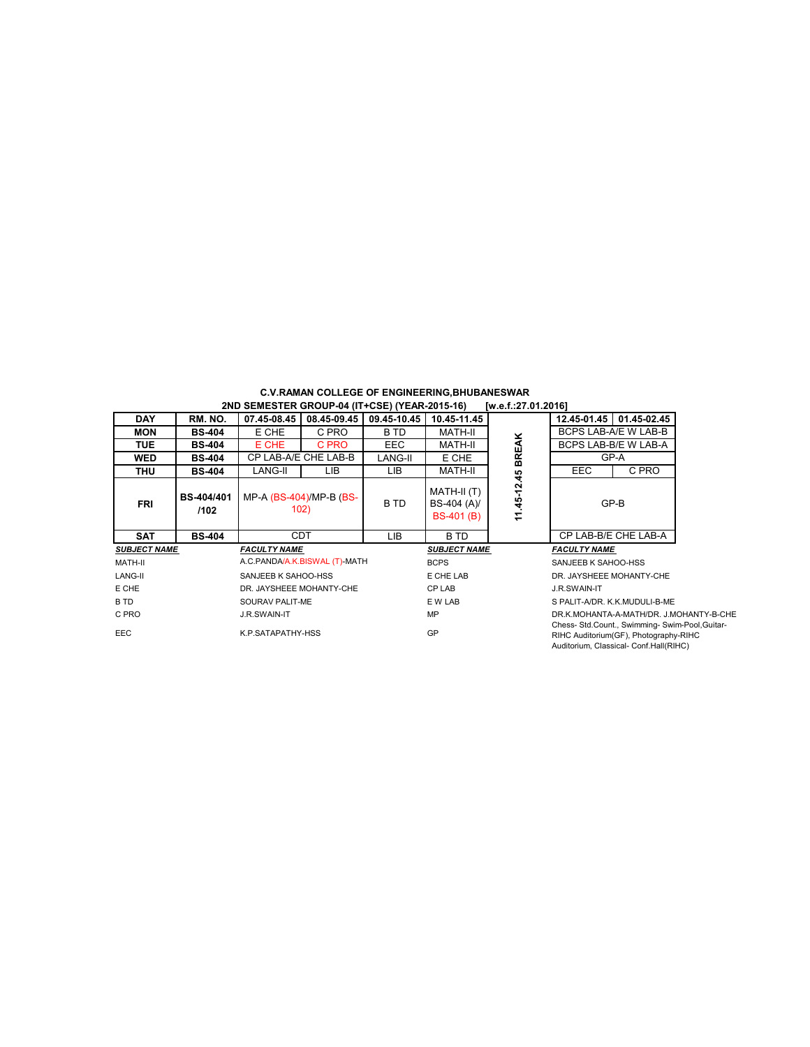## C.V.RAMAN COLLEGE OF ENGINEERING,BHUBANESWAR

**2ND SEMESTER GROUP-04 (IT+CSE) (YEAR-2015-16) [w.e.f.:27.01.2016]**

| DAY | RM. NO. | 07.45-08.45 | 08.45-09.45 | 09.45-10.45 | 10.45-11.45 | | 12.45-01.45 | 01.45-02.45 |
|---|---|---|---|---|---|---|---|---|
| MON | BS-404 | E CHE | C PRO | B TD | MATH-II | 11.45-12.45 BREAK | BCPS LAB-A/E W LAB-B | |
| TUE | BS-404 | E CHE | C PRO | EEC | MATH-II | | BCPS LAB-B/E W LAB-A | |
| WED | BS-404 | CP LAB-A/E CHE LAB-B | | LANG-II | E CHE | | GP-A | |
| THU | BS-404 | LANG-II | LIB | LIB | MATH-II | | EEC | C PRO |
| FRI | BS-404/401 /102 | MP-A (BS-404)/MP-B (BS-102) | | B TD | MATH-II (T) BS-404 (A)/ BS-401 (B) | | GP-B | |
| SAT | BS-404 | CDT | | LIB | B TD | | CP LAB-B/E CHE LAB-A | |

| SUBJECT NAME | FACULTY NAME | SUBJECT NAME | FACULTY NAME |
|---|---|---|---|
| MATH-II | A.C.PANDA/A.K.BISWAL (T)-MATH | BCPS | SANJEEB K SAHOO-HSS |
| LANG-II | SANJEEB K SAHOO-HSS | E CHE LAB | DR. JAYSHEEE MOHANTY-CHE |
| E CHE | DR. JAYSHEEE MOHANTY-CHE | CP LAB | J.R.SWAIN-IT |
| B TD | SOURAV PALIT-ME | E W LAB | S PALIT-A/DR. K.K.MUDULI-B-ME |
| C PRO | J.R.SWAIN-IT | MP | DR.K.MOHANTA-A-MATH/DR. J.MOHANTY-B-CHE |
| EEC | K.P.SATAPATHY-HSS | GP | Chess- Std.Count., Swimming- Swim-Pool,Guitar-RIHC Auditorium(GF), Photography-RIHC Auditorium, Classical- Conf.Hall(RIHC) |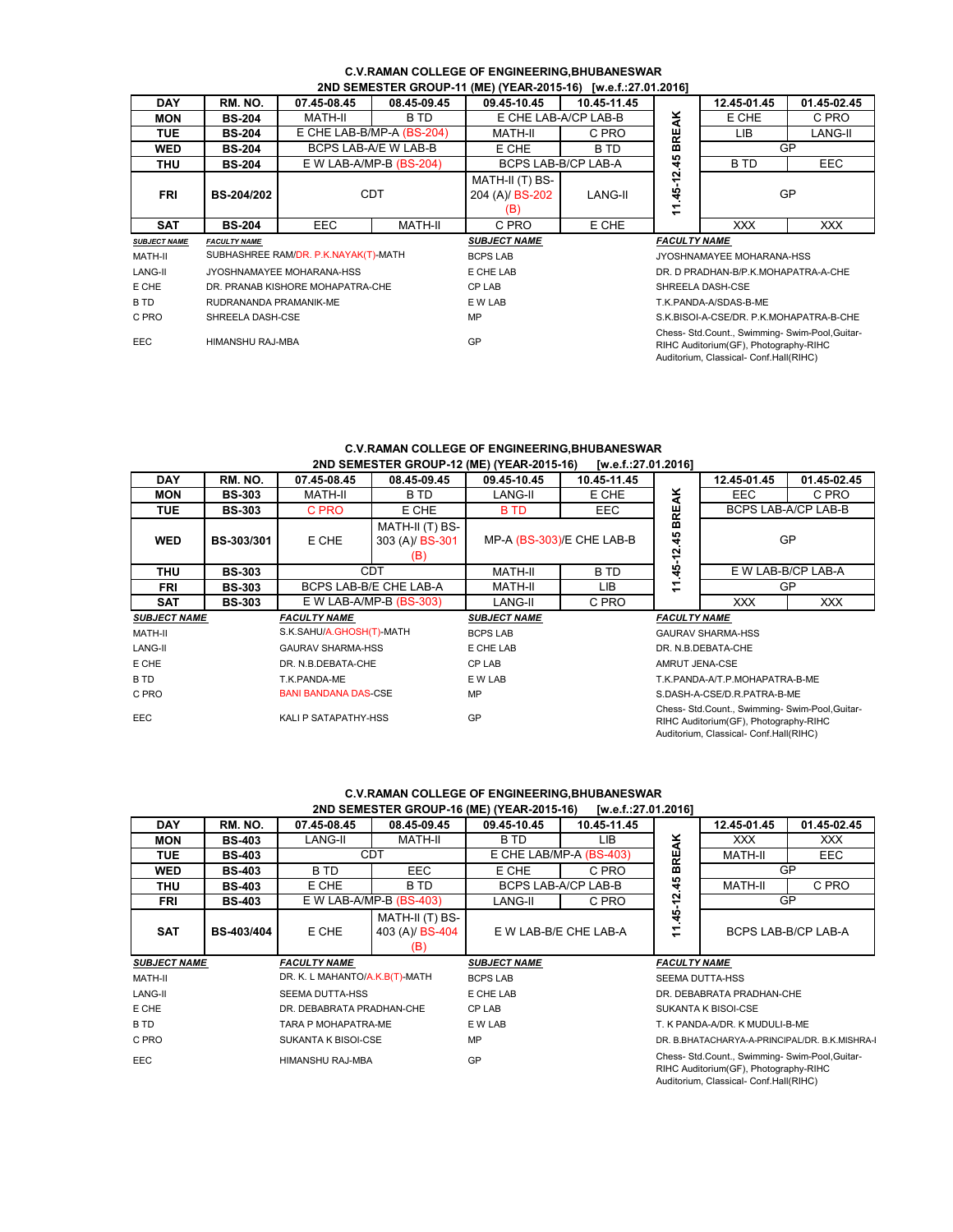## C.V.RAMAN COLLEGE OF ENGINEERING,BHUBANESWAR

### 2ND SEMESTER GROUP-11 (ME) (YEAR-2015-16) [w.e.f.:27.01.2016]

| DAY | RM. NO. | 07.45-08.45 | 08.45-09.45 | 09.45-10.45 | 10.45-11.45 | | 12.45-01.45 | 01.45-02.45 |
|---|---|---|---|---|---|---|---|---|
| MON | BS-204 | MATH-II | B TD | E CHE LAB-A/CP LAB-B | | 11.45-12.45 BREAK | E CHE | C PRO |
| TUE | BS-204 | E CHE LAB-B/MP-A (BS-204) | | MATH-II | C PRO | | LIB | LANG-II |
| WED | BS-204 | BCPS LAB-A/E W LAB-B | | E CHE | B TD | | GP | |
| THU | BS-204 | E W LAB-A/MP-B (BS-204) | | BCPS LAB-B/CP LAB-A | | | B TD | EEC |
| FRI | BS-204/202 | CDT | | MATH-II (T) BS-204 (A)/ BS-202 (B) | LANG-II | | GP | |
| SAT | BS-204 | EEC | MATH-II | C PRO | E CHE | | XXX | XXX |

| SUBJECT NAME | FACULTY NAME | SUBJECT NAME | FACULTY NAME |
|---|---|---|---|
| MATH-II | SUBHASHREE RAM/DR. P.K.NAYAK(T)-MATH | BCPS LAB | JYOSHNAMAYEE MOHARANA-HSS |
| LANG-II | JYOSHNAMAYEE MOHARANA-HSS | E CHE LAB | DR. D PRADHAN-B/P.K.MOHAPATRA-A-CHE |
| E CHE | DR. PRANAB KISHORE MOHAPATRA-CHE | CP LAB | SHREELA DASH-CSE |
| B TD | RUDRANANDA PRAMANIK-ME | E W LAB | T.K.PANDA-A/SDAS-B-ME |
| C PRO | SHREELA DASH-CSE | MP | S.K.BISOI-A-CSE/DR. P.K.MOHAPATRA-B-CHE |
| EEC | HIMANSHU RAJ-MBA | GP | Chess- Std.Count., Swimming- Swim-Pool,Guitar-RIHC Auditorium(GF), Photography-RIHC Auditorium, Classical- Conf.Hall(RIHC) |

## C.V.RAMAN COLLEGE OF ENGINEERING,BHUBANESWAR

### 2ND SEMESTER GROUP-12 (ME) (YEAR-2015-16) [w.e.f.:27.01.2016]

| DAY | RM. NO. | 07.45-08.45 | 08.45-09.45 | 09.45-10.45 | 10.45-11.45 | | 12.45-01.45 | 01.45-02.45 |
|---|---|---|---|---|---|---|---|---|
| MON | BS-303 | MATH-II | B TD | LANG-II | E CHE | 11.45-12.45 BREAK | EEC | C PRO |
| TUE | BS-303 | C PRO | E CHE | B TD | EEC | | BCPS LAB-A/CP LAB-B | |
| WED | BS-303/301 | E CHE | MATH-II (T) BS-303 (A)/ BS-301 (B) | MP-A (BS-303)/E CHE LAB-B | | | GP | |
| THU | BS-303 | CDT | | MATH-II | B TD | | E W LAB-B/CP LAB-A | |
| FRI | BS-303 | BCPS LAB-B/E CHE LAB-A | | MATH-II | LIB | | GP | |
| SAT | BS-303 | E W LAB-A/MP-B (BS-303) | | LANG-II | C PRO | | XXX | XXX |

| SUBJECT NAME | FACULTY NAME | SUBJECT NAME | FACULTY NAME |
|---|---|---|---|
| MATH-II | S.K.SAHU/A.GHOSH(T)-MATH | BCPS LAB | GAURAV SHARMA-HSS |
| LANG-II | GAURAV SHARMA-HSS | E CHE LAB | DR. N.B.DEBATA-CHE |
| E CHE | DR. N.B.DEBATA-CHE | CP LAB | AMRUT JENA-CSE |
| B TD | T.K.PANDA-ME | E W LAB | T.K.PANDA-A/T.P.MOHAPATRA-B-ME |
| C PRO | BANI BANDANA DAS-CSE | MP | S.DASH-A-CSE/D.R.PATRA-B-ME |
| EEC | KALI P SATAPATHY-HSS | GP | Chess- Std.Count., Swimming- Swim-Pool,Guitar-RIHC Auditorium(GF), Photography-RIHC Auditorium, Classical- Conf.Hall(RIHC) |

## C.V.RAMAN COLLEGE OF ENGINEERING,BHUBANESWAR

### 2ND SEMESTER GROUP-16 (ME) (YEAR-2015-16) [w.e.f.:27.01.2016]

| DAY | RM. NO. | 07.45-08.45 | 08.45-09.45 | 09.45-10.45 | 10.45-11.45 | | 12.45-01.45 | 01.45-02.45 |
|---|---|---|---|---|---|---|---|---|
| MON | BS-403 | LANG-II | MATH-II | B TD | LIB | 11.45-12.45 BREAK | XXX | XXX |
| TUE | BS-403 | CDT | | E CHE LAB/MP-A (BS-403) | | | MATH-II | EEC |
| WED | BS-403 | B TD | EEC | E CHE | C PRO | | GP | |
| THU | BS-403 | E CHE | B TD | BCPS LAB-A/CP LAB-B | | | MATH-II | C PRO |
| FRI | BS-403 | E W LAB-A/MP-B (BS-403) | | LANG-II | C PRO | | GP | |
| SAT | BS-403/404 | E CHE | MATH-II (T) BS-403 (A)/ BS-404 (B) | E W LAB-B/E CHE LAB-A | | | BCPS LAB-B/CP LAB-A | |

| SUBJECT NAME | FACULTY NAME | SUBJECT NAME | FACULTY NAME |
|---|---|---|---|
| MATH-II | DR. K. L MAHANTO/A.K.B(T)-MATH | BCPS LAB | SEEMA DUTTA-HSS |
| LANG-II | SEEMA DUTTA-HSS | E CHE LAB | DR. DEBABRATA PRADHAN-CHE |
| E CHE | DR. DEBABRATA PRADHAN-CHE | CP LAB | SUKANTA K BISOI-CSE |
| B TD | TARA P MOHAPATRA-ME | E W LAB | T. K PANDA-A/DR. K MUDULI-B-ME |
| C PRO | SUKANTA K BISOI-CSE | MP | DR. B.BHATACHARYA-A-PRINCIPAL/DR. B.K.MISHRA-I |
| EEC | HIMANSHU RAJ-MBA | GP | Chess- Std.Count., Swimming- Swim-Pool,Guitar-RIHC Auditorium(GF), Photography-RIHC Auditorium, Classical- Conf.Hall(RIHC) |